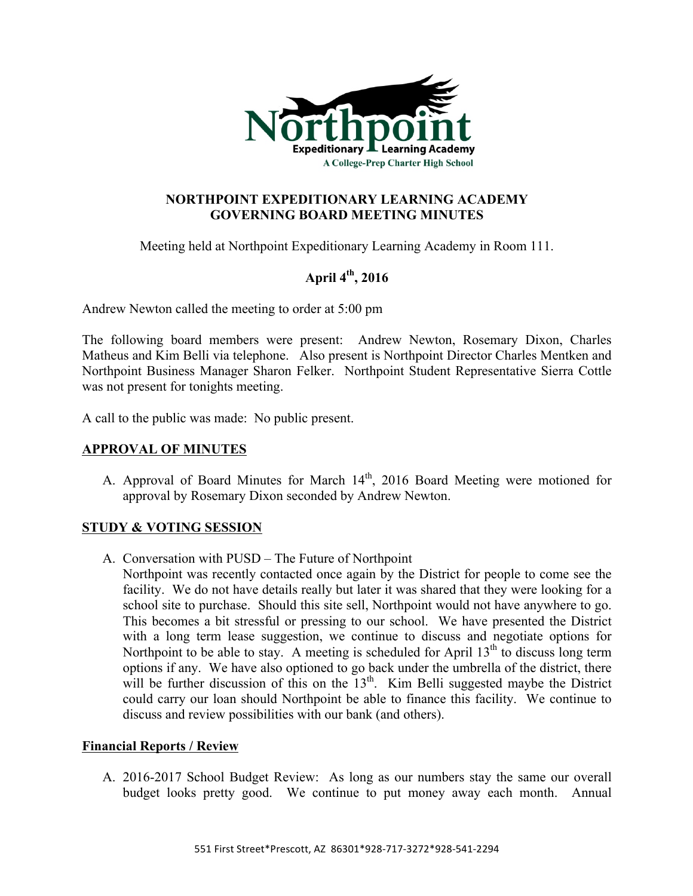Northpoint Expeditionary Learning Academy

A College-Prep Charter High School

# NORTHPOINT EXPEDITIONARY LEARNING ACADEMY
# GOVERNING BOARD MEETING MINUTES

Meeting held at Northpoint Expeditionary Learning Academy in Room 111.

**April 4th, 2016**

Andrew Newton called the meeting to order at 5:00 pm

The following board members were present: Andrew Newton, Rosemary Dixon, Charles Matheus and Kim Belli via telephone. Also present is Northpoint Director Charles Mentken and Northpoint Business Manager Sharon Felker. Northpoint Student Representative Sierra Cottle was not present for tonights meeting.

A call to the public was made: No public present.

## APPROVAL OF MINUTES

A. Approval of Board Minutes for March 14th, 2016 Board Meeting were motioned for approval by Rosemary Dixon seconded by Andrew Newton.

## STUDY & VOTING SESSION

A. Conversation with PUSD – The Future of Northpoint
Northpoint was recently contacted once again by the District for people to come see the facility. We do not have details really but later it was shared that they were looking for a school site to purchase. Should this site sell, Northpoint would not have anywhere to go. This becomes a bit stressful or pressing to our school. We have presented the District with a long term lease suggestion, we continue to discuss and negotiate options for Northpoint to be able to stay. A meeting is scheduled for April 13th to discuss long term options if any. We have also optioned to go back under the umbrella of the district, there will be further discussion of this on the 13th. Kim Belli suggested maybe the District could carry our loan should Northpoint be able to finance this facility. We continue to discuss and review possibilities with our bank (and others).

## Financial Reports / Review

A. 2016-2017 School Budget Review: As long as our numbers stay the same our overall budget looks pretty good. We continue to put money away each month. Annual

551 First Street*Prescott, AZ 86301*928-717-3272*928-541-2294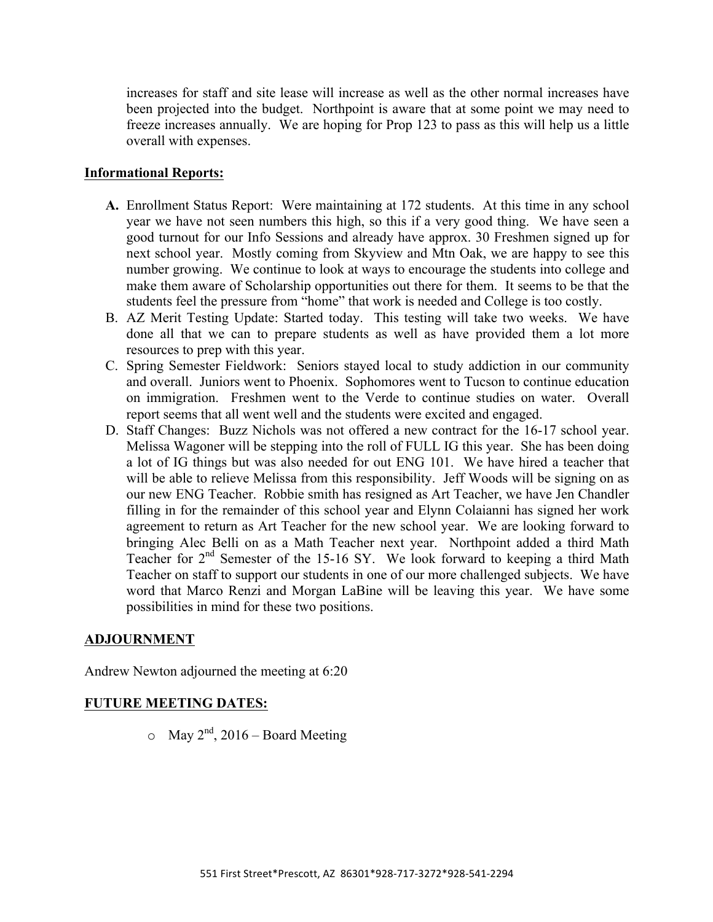increases for staff and site lease will increase as well as the other normal increases have been projected into the budget. Northpoint is aware that at some point we may need to freeze increases annually. We are hoping for Prop 123 to pass as this will help us a little overall with expenses.

**Informational Reports:**

**A.** Enrollment Status Report: Were maintaining at 172 students. At this time in any school year we have not seen numbers this high, so this if a very good thing. We have seen a good turnout for our Info Sessions and already have approx. 30 Freshmen signed up for next school year. Mostly coming from Skyview and Mtn Oak, we are happy to see this number growing. We continue to look at ways to encourage the students into college and make them aware of Scholarship opportunities out there for them. It seems to be that the students feel the pressure from "home" that work is needed and College is too costly.

B. AZ Merit Testing Update: Started today. This testing will take two weeks. We have done all that we can to prepare students as well as have provided them a lot more resources to prep with this year.

C. Spring Semester Fieldwork: Seniors stayed local to study addiction in our community and overall. Juniors went to Phoenix. Sophomores went to Tucson to continue education on immigration. Freshmen went to the Verde to continue studies on water. Overall report seems that all went well and the students were excited and engaged.

D. Staff Changes: Buzz Nichols was not offered a new contract for the 16-17 school year. Melissa Wagoner will be stepping into the roll of FULL IG this year. She has been doing a lot of IG things but was also needed for out ENG 101. We have hired a teacher that will be able to relieve Melissa from this responsibility. Jeff Woods will be signing on as our new ENG Teacher. Robbie smith has resigned as Art Teacher, we have Jen Chandler filling in for the remainder of this school year and Elynn Colaianni has signed her work agreement to return as Art Teacher for the new school year. We are looking forward to bringing Alec Belli on as a Math Teacher next year. Northpoint added a third Math Teacher for 2nd Semester of the 15-16 SY. We look forward to keeping a third Math Teacher on staff to support our students in one of our more challenged subjects. We have word that Marco Renzi and Morgan LaBine will be leaving this year. We have some possibilities in mind for these two positions.

**ADJOURNMENT**

Andrew Newton adjourned the meeting at 6:20

**FUTURE MEETING DATES:**

- May 2nd, 2016 – Board Meeting